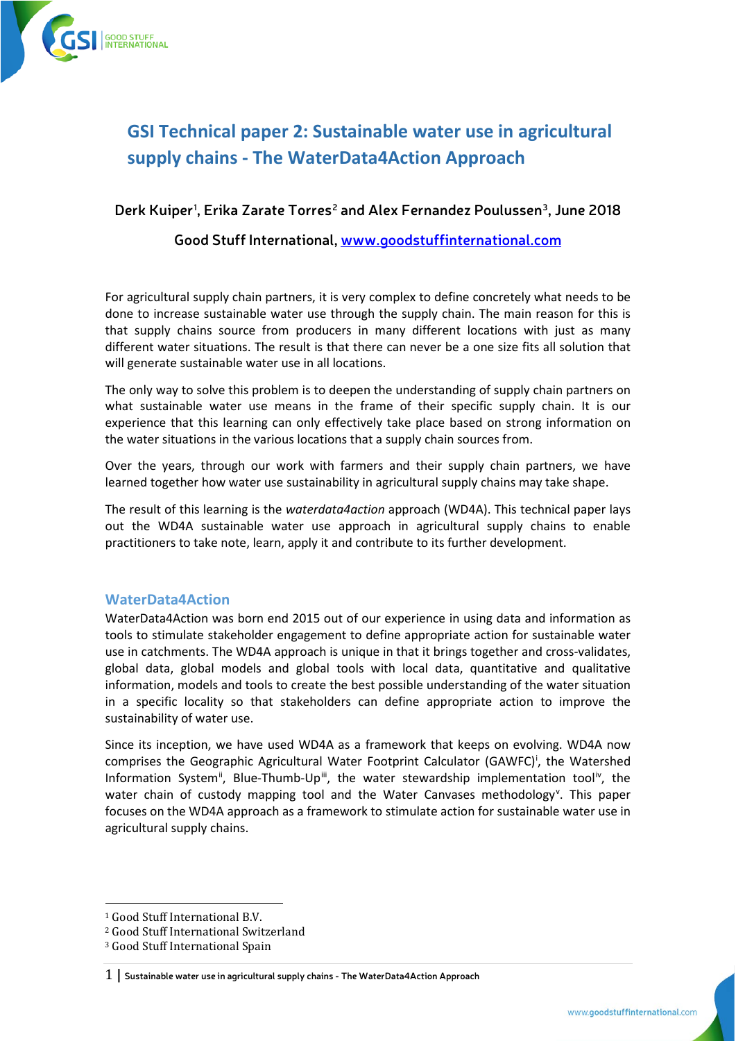# GSI Technical paper 2: Sustainable water use in agricultural supply chains - The WaterData4Action Approach

**Derk Kuiper[1], Erika Zarate Torres[2] and Alex Fernandez Poulussen[3], June 2018**

**Good Stuff International, [www.goodstuffinternational.com](http://www.goodstuffinternational.com)**

For agricultural supply chain partners, it is very complex to define concretely what needs to be done to increase sustainable water use through the supply chain. The main reason for this is that supply chains source from producers in many different locations with just as many different water situations. The result is that there can never be a one size fits all solution that will generate sustainable water use in all locations.

The only way to solve this problem is to deepen the understanding of supply chain partners on what sustainable water use means in the frame of their specific supply chain. It is our experience that this learning can only effectively take place based on strong information on the water situations in the various locations that a supply chain sources from.

Over the years, through our work with farmers and their supply chain partners, we have learned together how water use sustainability in agricultural supply chains may take shape.

The result of this learning is the *waterdata4action* approach (WD4A). This technical paper lays out the WD4A sustainable water use approach in agricultural supply chains to enable practitioners to take note, learn, apply it and contribute to its further development.

## WaterData4Action

WaterData4Action was born end 2015 out of our experience in using data and information as tools to stimulate stakeholder engagement to define appropriate action for sustainable water use in catchments. The WD4A approach is unique in that it brings together and cross-validates, global data, global models and global tools with local data, quantitative and qualitative information, models and tools to create the best possible understanding of the water situation in a specific locality so that stakeholders can define appropriate action to improve the sustainability of water use.

Since its inception, we have used WD4A as a framework that keeps on evolving. WD4A now comprises the Geographic Agricultural Water Footprint Calculator (GAWFC)[i], the Watershed Information System[ii], Blue-Thumb-Up[iii], the water stewardship implementation tool[iv], the water chain of custody mapping tool and the Water Canvases methodology[v]. This paper focuses on the WD4A approach as a framework to stimulate action for sustainable water use in agricultural supply chains.

---

[1] Good Stuff International B.V.

[2] Good Stuff International Switzerland

[3] Good Stuff International Spain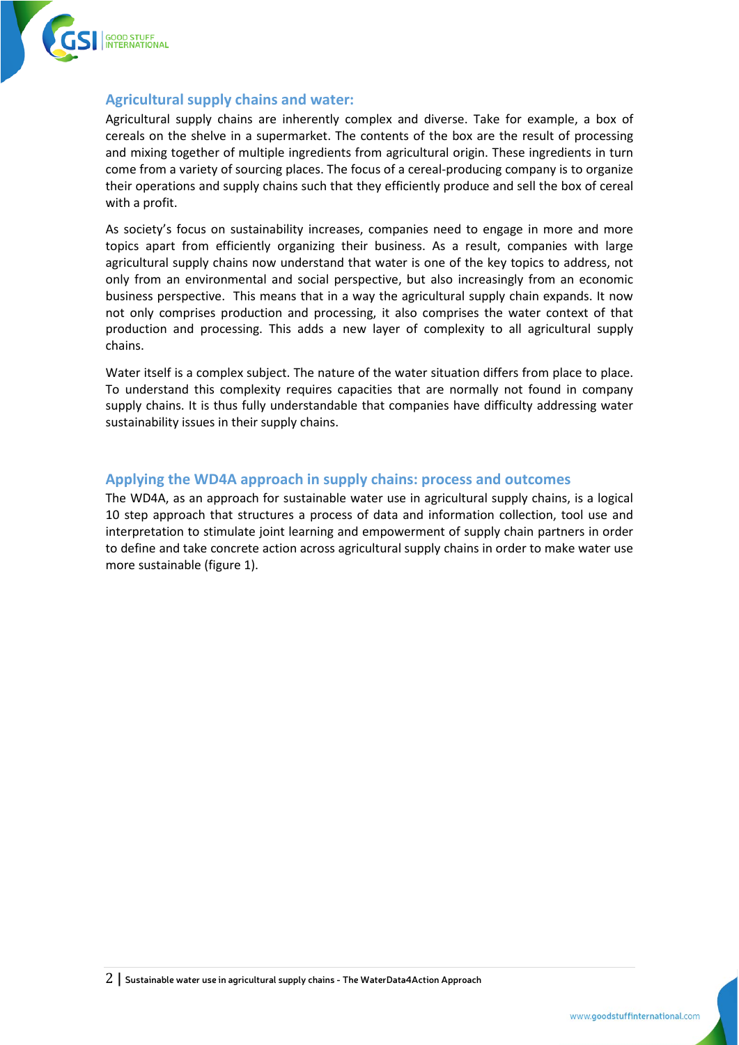## Agricultural supply chains and water:

Agricultural supply chains are inherently complex and diverse. Take for example, a box of cereals on the shelve in a supermarket. The contents of the box are the result of processing and mixing together of multiple ingredients from agricultural origin. These ingredients in turn come from a variety of sourcing places. The focus of a cereal-producing company is to organize their operations and supply chains such that they efficiently produce and sell the box of cereal with a profit.

As society's focus on sustainability increases, companies need to engage in more and more topics apart from efficiently organizing their business. As a result, companies with large agricultural supply chains now understand that water is one of the key topics to address, not only from an environmental and social perspective, but also increasingly from an economic business perspective. This means that in a way the agricultural supply chain expands. It now not only comprises production and processing, it also comprises the water context of that production and processing. This adds a new layer of complexity to all agricultural supply chains.

Water itself is a complex subject. The nature of the water situation differs from place to place. To understand this complexity requires capacities that are normally not found in company supply chains. It is thus fully understandable that companies have difficulty addressing water sustainability issues in their supply chains.

## Applying the WD4A approach in supply chains: process and outcomes

The WD4A, as an approach for sustainable water use in agricultural supply chains, is a logical 10 step approach that structures a process of data and information collection, tool use and interpretation to stimulate joint learning and empowerment of supply chain partners in order to define and take concrete action across agricultural supply chains in order to make water use more sustainable (figure 1).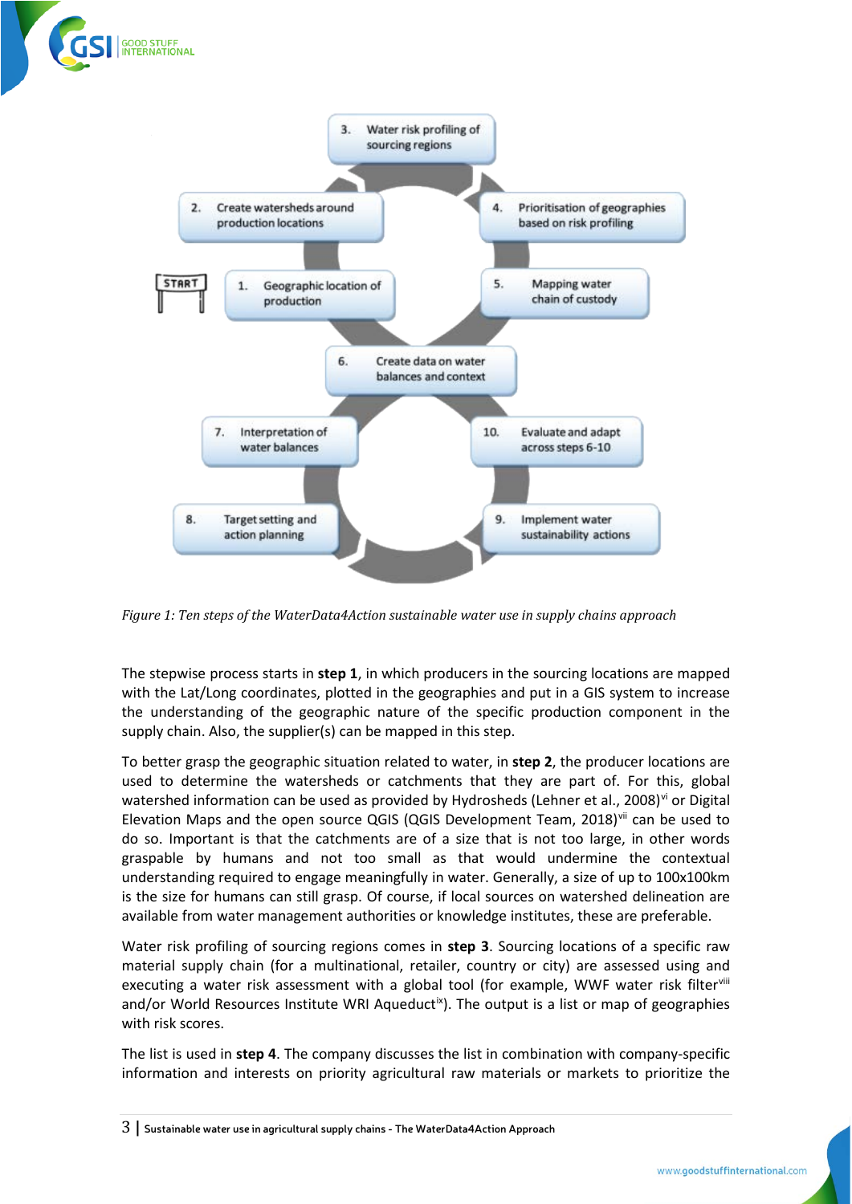3. Water risk profiling of sourcing regions

2. Create watersheds around production locations

4. Prioritisation of geographies based on risk profiling

START

1. Geographic location of production

5. Mapping water chain of custody

6. Create data on water balances and context

7. Interpretation of water balances

10. Evaluate and adapt across steps 6-10

8. Target setting and action planning

9. Implement water sustainability actions

*Figure 1: Ten steps of the WaterData4Action sustainable water use in supply chains approach*

The stepwise process starts in **step 1**, in which producers in the sourcing locations are mapped with the Lat/Long coordinates, plotted in the geographies and put in a GIS system to increase the understanding of the geographic nature of the specific production component in the supply chain. Also, the supplier(s) can be mapped in this step.

To better grasp the geographic situation related to water, in **step 2**, the producer locations are used to determine the watersheds or catchments that they are part of. For this, global watershed information can be used as provided by Hydrosheds (Lehner et al., 2008)[vi] or Digital Elevation Maps and the open source QGIS (QGIS Development Team, 2018)[vii] can be used to do so. Important is that the catchments are of a size that is not too large, in other words graspable by humans and not too small as that would undermine the contextual understanding required to engage meaningfully in water. Generally, a size of up to 100x100km is the size for humans can still grasp. Of course, if local sources on watershed delineation are available from water management authorities or knowledge institutes, these are preferable.

Water risk profiling of sourcing regions comes in **step 3**. Sourcing locations of a specific raw material supply chain (for a multinational, retailer, country or city) are assessed using and executing a water risk assessment with a global tool (for example, WWF water risk filter[viii] and/or World Resources Institute WRI Aqueduct[ix]). The output is a list or map of geographies with risk scores.

The list is used in **step 4**. The company discusses the list in combination with company-specific information and interests on priority agricultural raw materials or markets to prioritize the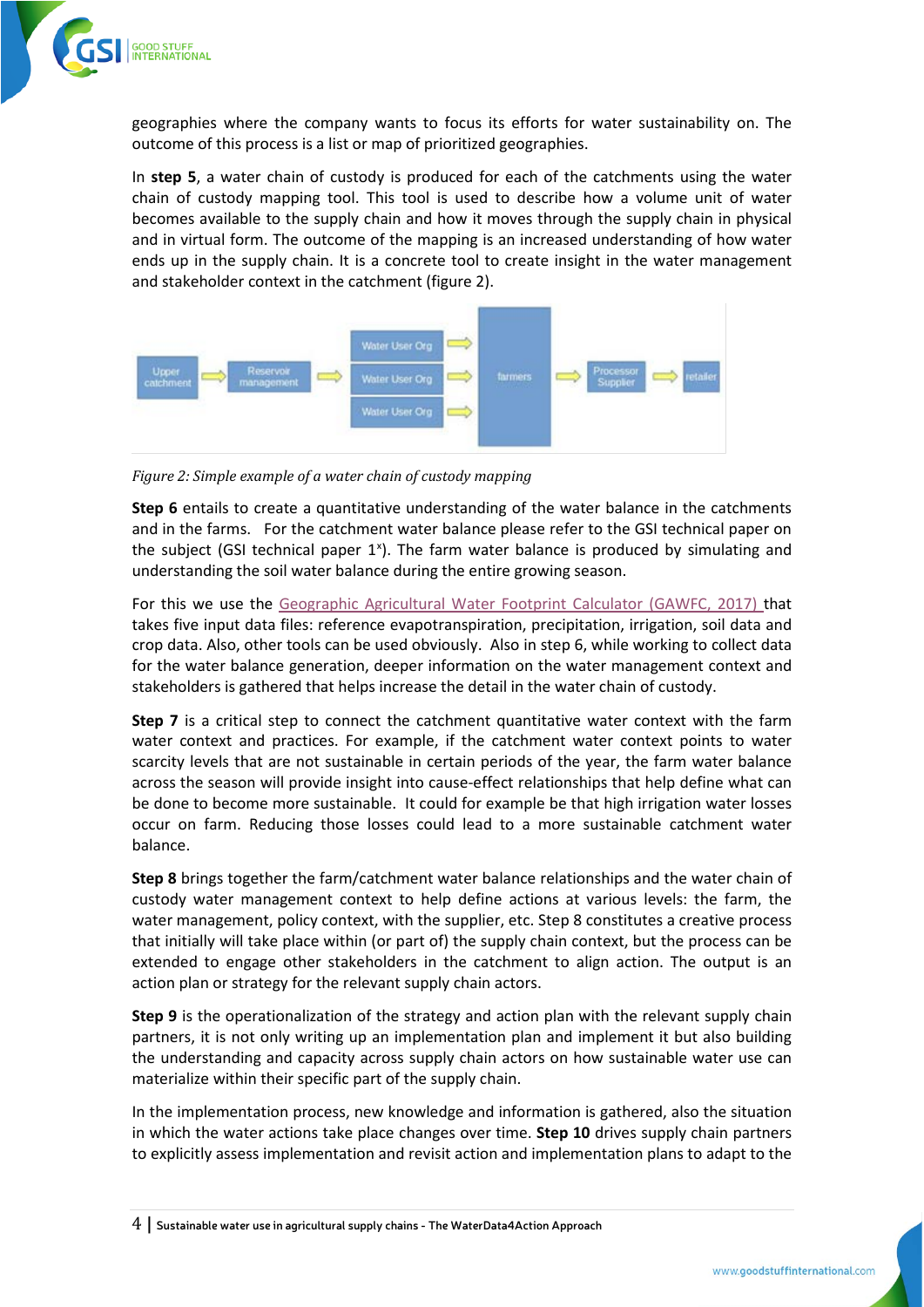geographies where the company wants to focus its efforts for water sustainability on. The outcome of this process is a list or map of prioritized geographies.

In **step 5**, a water chain of custody is produced for each of the catchments using the water chain of custody mapping tool. This tool is used to describe how a volume unit of water becomes available to the supply chain and how it moves through the supply chain in physical and in virtual form. The outcome of the mapping is an increased understanding of how water ends up in the supply chain. It is a concrete tool to create insight in the water management and stakeholder context in the catchment (figure 2).

*Figure 2: Simple example of a water chain of custody mapping*

**Step 6** entails to create a quantitative understanding of the water balance in the catchments and in the farms. For the catchment water balance please refer to the GSI technical paper on the subject (GSI technical paper 1[x]). The farm water balance is produced by simulating and understanding the soil water balance during the entire growing season.

For this we use the [Geographic Agricultural Water Footprint Calculator (GAWFC, 2017)] that takes five input data files: reference evapotranspiration, precipitation, irrigation, soil data and crop data. Also, other tools can be used obviously. Also in step 6, while working to collect data for the water balance generation, deeper information on the water management context and stakeholders is gathered that helps increase the detail in the water chain of custody.

**Step 7** is a critical step to connect the catchment quantitative water context with the farm water context and practices. For example, if the catchment water context points to water scarcity levels that are not sustainable in certain periods of the year, the farm water balance across the season will provide insight into cause-effect relationships that help define what can be done to become more sustainable. It could for example be that high irrigation water losses occur on farm. Reducing those losses could lead to a more sustainable catchment water balance.

**Step 8** brings together the farm/catchment water balance relationships and the water chain of custody water management context to help define actions at various levels: the farm, the water management, policy context, with the supplier, etc. Step 8 constitutes a creative process that initially will take place within (or part of) the supply chain context, but the process can be extended to engage other stakeholders in the catchment to align action. The output is an action plan or strategy for the relevant supply chain actors.

**Step 9** is the operationalization of the strategy and action plan with the relevant supply chain partners, it is not only writing up an implementation plan and implement it but also building the understanding and capacity across supply chain actors on how sustainable water use can materialize within their specific part of the supply chain.

In the implementation process, new knowledge and information is gathered, also the situation in which the water actions take place changes over time. **Step 10** drives supply chain partners to explicitly assess implementation and revisit action and implementation plans to adapt to the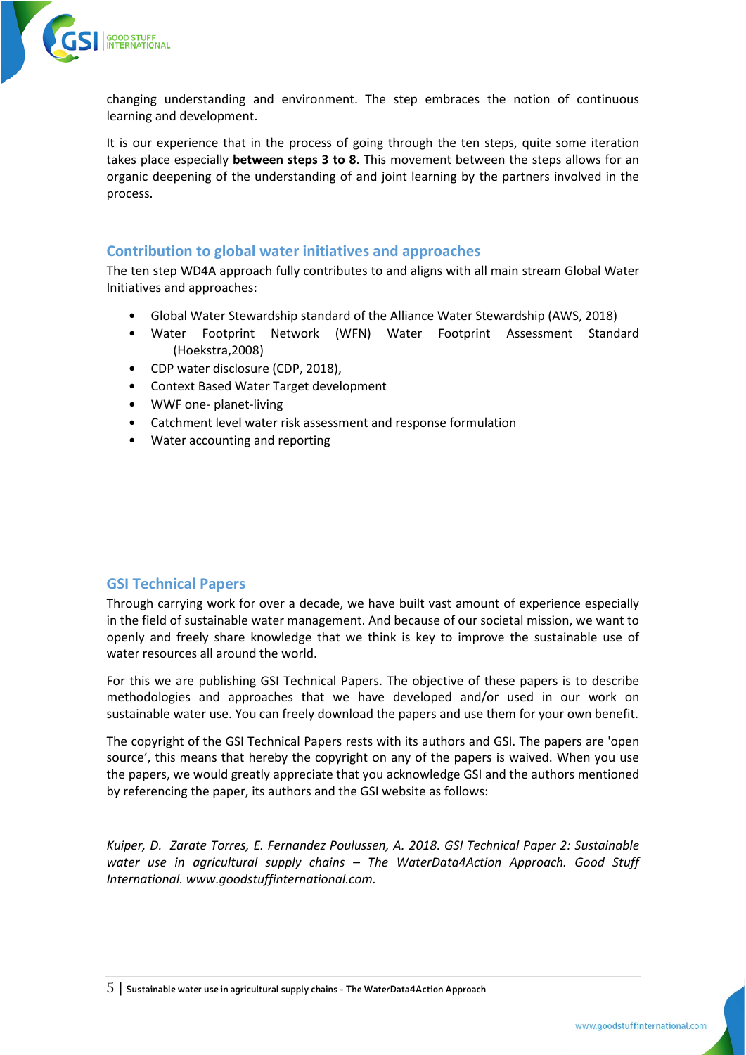changing understanding and environment. The step embraces the notion of continuous learning and development.

It is our experience that in the process of going through the ten steps, quite some iteration takes place especially **between steps 3 to 8**. This movement between the steps allows for an organic deepening of the understanding of and joint learning by the partners involved in the process.

## Contribution to global water initiatives and approaches

The ten step WD4A approach fully contributes to and aligns with all main stream Global Water Initiatives and approaches:

- Global Water Stewardship standard of the Alliance Water Stewardship (AWS, 2018)
- Water Footprint Network (WFN) Water Footprint Assessment Standard (Hoekstra,2008)
- CDP water disclosure (CDP, 2018),
- Context Based Water Target development
- WWF one- planet-living
- Catchment level water risk assessment and response formulation
- Water accounting and reporting

## GSI Technical Papers

Through carrying work for over a decade, we have built vast amount of experience especially in the field of sustainable water management. And because of our societal mission, we want to openly and freely share knowledge that we think is key to improve the sustainable use of water resources all around the world.

For this we are publishing GSI Technical Papers. The objective of these papers is to describe methodologies and approaches that we have developed and/or used in our work on sustainable water use. You can freely download the papers and use them for your own benefit.

The copyright of the GSI Technical Papers rests with its authors and GSI. The papers are 'open source', this means that hereby the copyright on any of the papers is waived. When you use the papers, we would greatly appreciate that you acknowledge GSI and the authors mentioned by referencing the paper, its authors and the GSI website as follows:

*Kuiper, D. Zarate Torres, E. Fernandez Poulussen, A. 2018. GSI Technical Paper 2: Sustainable water use in agricultural supply chains – The WaterData4Action Approach. Good Stuff International. www.goodstuffinternational.com.*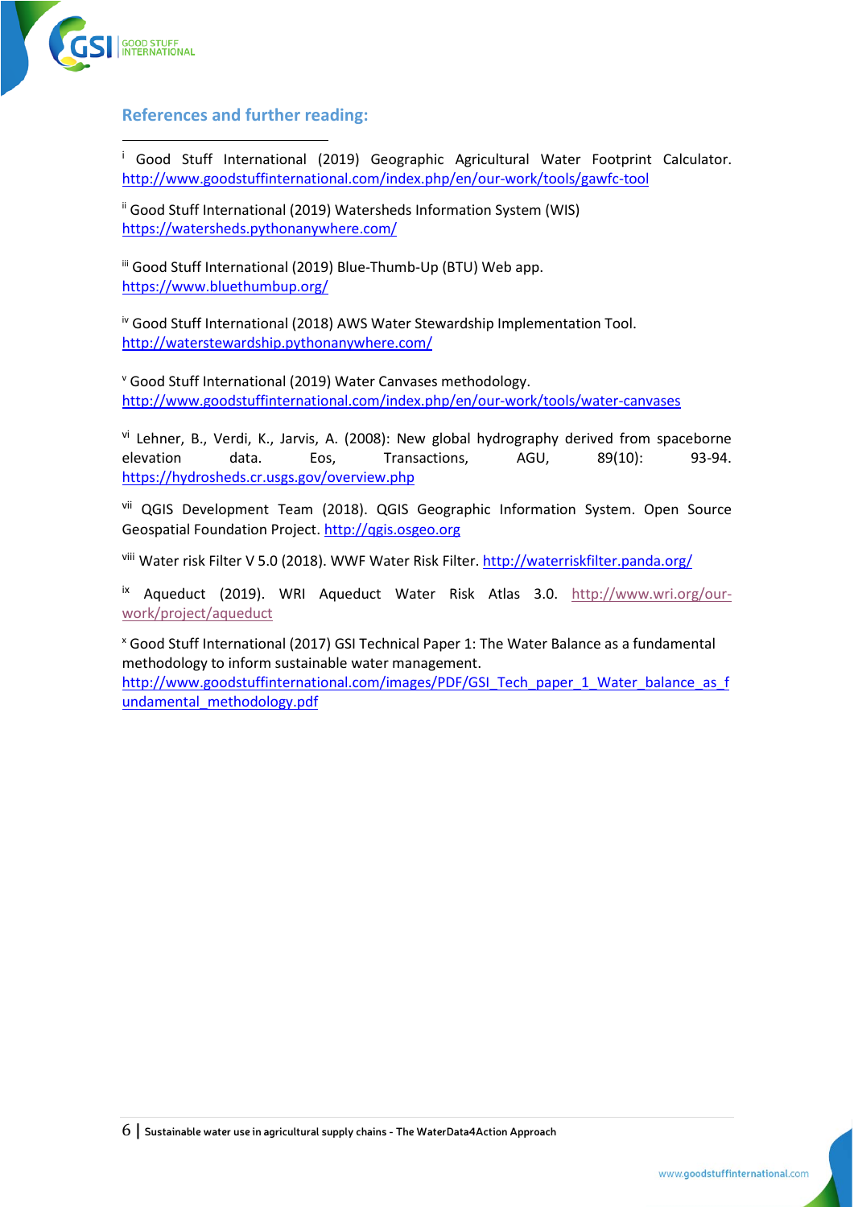## References and further reading:

[i] Good Stuff International (2019) Geographic Agricultural Water Footprint Calculator. http://www.goodstuffinternational.com/index.php/en/our-work/tools/gawfc-tool

[ii] Good Stuff International (2019) Watersheds Information System (WIS) https://watersheds.pythonanywhere.com/

[iii] Good Stuff International (2019) Blue-Thumb-Up (BTU) Web app. https://www.bluethumbup.org/

[iv] Good Stuff International (2018) AWS Water Stewardship Implementation Tool. http://waterstewardship.pythonanywhere.com/

[v] Good Stuff International (2019) Water Canvases methodology. http://www.goodstuffinternational.com/index.php/en/our-work/tools/water-canvases

[vi] Lehner, B., Verdi, K., Jarvis, A. (2008): New global hydrography derived from spaceborne elevation data. Eos, Transactions, AGU, 89(10): 93-94. https://hydrosheds.cr.usgs.gov/overview.php

[vii] QGIS Development Team (2018). QGIS Geographic Information System. Open Source Geospatial Foundation Project. http://qgis.osgeo.org

[viii] Water risk Filter V 5.0 (2018). WWF Water Risk Filter. http://waterriskfilter.panda.org/

[ix] Aqueduct (2019). WRI Aqueduct Water Risk Atlas 3.0. http://www.wri.org/our-work/project/aqueduct

[x] Good Stuff International (2017) GSI Technical Paper 1: The Water Balance as a fundamental methodology to inform sustainable water management. http://www.goodstuffinternational.com/images/PDF/GSI_Tech_paper_1_Water_balance_as_fundamental_methodology.pdf